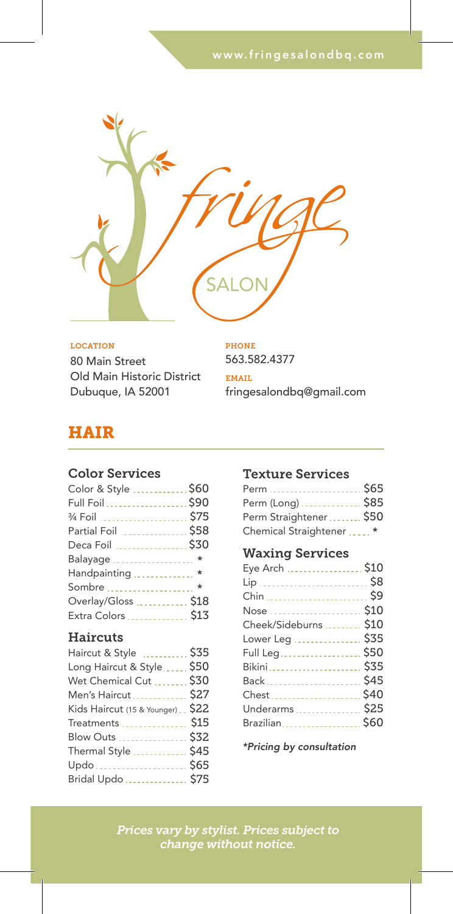www.fringesalondbq.com

fringe SALON

**LOCATION**
80 Main Street
Old Main Historic District
Dubuque, IA 52001

**PHONE**
563.582.4377

**EMAIL**
fringesalondbq@gmail.com

# HAIR

## Color Services

| Service | Price |
|---|---|
| Color & Style | $60 |
| Full Foil | $90 |
| ¾ Foil | $75 |
| Partial Foil | $58 |
| Deca Foil | $30 |
| Balayage | * |
| Handpainting | * |
| Sombre | * |
| Overlay/Gloss | $18 |
| Extra Colors | $13 |

## Haircuts

| Service | Price |
|---|---|
| Haircut & Style | $35 |
| Long Haircut & Style | $50 |
| Wet Chemical Cut | $30 |
| Men's Haircut | $27 |
| Kids Haircut (15 & Younger) | $22 |
| Treatments | $15 |
| Blow Outs | $32 |
| Thermal Style | $45 |
| Updo | $65 |
| Bridal Updo | $75 |

## Texture Services

| Service | Price |
|---|---|
| Perm | $65 |
| Perm (Long) | $85 |
| Perm Straightener | $50 |
| Chemical Straightener | * |

## Waxing Services

| Service | Price |
|---|---|
| Eye Arch | $10 |
| Lip | $8 |
| Chin | $9 |
| Nose | $10 |
| Cheek/Sideburns | $10 |
| Lower Leg | $35 |
| Full Leg | $50 |
| Bikini | $35 |
| Back | $45 |
| Chest | $40 |
| Underarms | $25 |
| Brazilian | $60 |

*\*Pricing by consultation*

*Prices vary by stylist. Prices subject to change without notice.*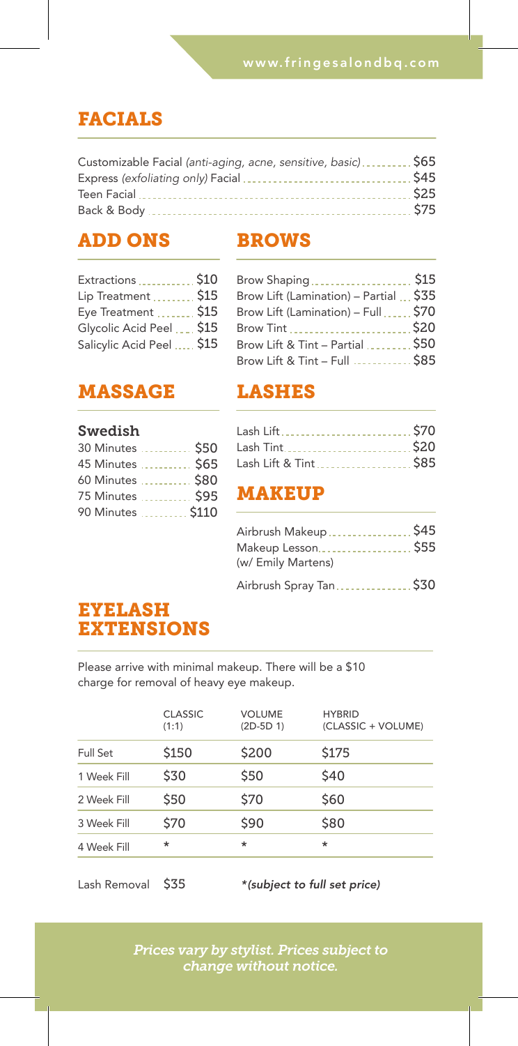## FACIALS

| | |
|---|---|
| Customizable Facial *(anti-aging, acne, sensitive, basic)* | $65 |
| Express *(exfoliating only)* Facial | $45 |
| Teen Facial | $25 |
| Back & Body | $75 |

## ADD ONS

| | |
|---|---|
| Extractions | $10 |
| Lip Treatment | $15 |
| Eye Treatment | $15 |
| Glycolic Acid Peel | $15 |
| Salicylic Acid Peel | $15 |

## BROWS

| | |
|---|---|
| Brow Shaping | $15 |
| Brow Lift (Lamination) – Partial | $35 |
| Brow Lift (Lamination) – Full | $70 |
| Brow Tint | $20 |
| Brow Lift & Tint – Partial | $50 |
| Brow Lift & Tint – Full | $85 |

## MASSAGE

### Swedish

| | |
|---|---|
| 30 Minutes | $50 |
| 45 Minutes | $65 |
| 60 Minutes | $80 |
| 75 Minutes | $95 |
| 90 Minutes | $110 |

## LASHES

| | |
|---|---|
| Lash Lift | $70 |
| Lash Tint | $20 |
| Lash Lift & Tint | $85 |

## MAKEUP

| | |
|---|---|
| Airbrush Makeup | $45 |
| Makeup Lesson (w/ Emily Martens) | $55 |
| Airbrush Spray Tan | $30 |

## EYELASH EXTENSIONS

Please arrive with minimal makeup. There will be a $10 charge for removal of heavy eye makeup.

| | CLASSIC (1:1) | VOLUME (2D-5D 1) | HYBRID (CLASSIC + VOLUME) |
|---|---|---|---|
| Full Set | $150 | $200 | $175 |
| 1 Week Fill | $30 | $50 | $40 |
| 2 Week Fill | $50 | $70 | $60 |
| 3 Week Fill | $70 | $90 | $80 |
| 4 Week Fill | * | * | * |

Lash Removal $35

**(subject to full set price)*

*Prices vary by stylist. Prices subject to change without notice.*